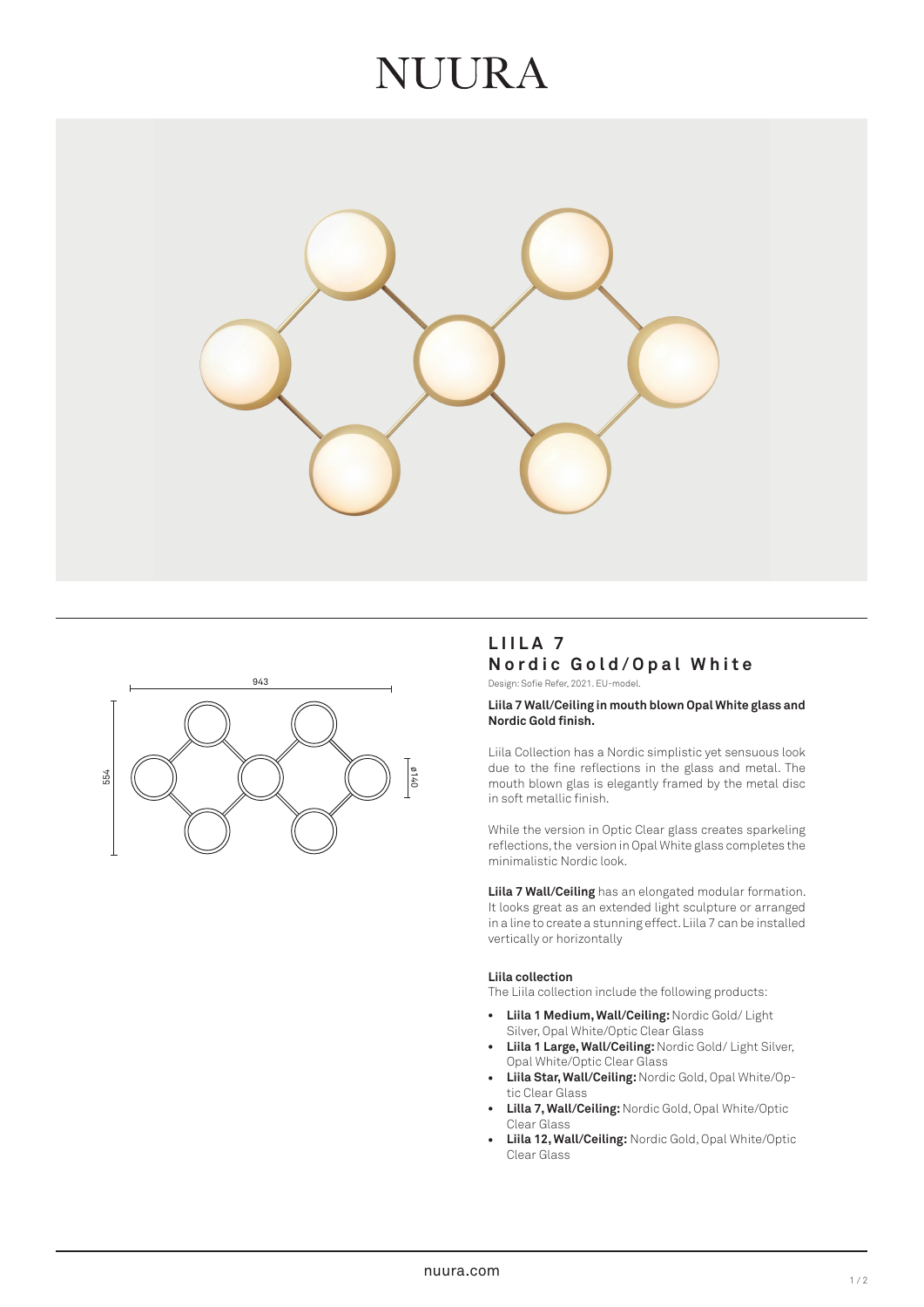# NUURA

943

554

ø140

## LIILA 7
## Nordic Gold/Opal White

Design: Sofie Refer, 2021. EU-model.

**Liila 7 Wall/Ceiling in mouth blown Opal White glass and Nordic Gold finish.**

Liila Collection has a Nordic simplistic yet sensuous look due to the fine reflections in the glass and metal. The mouth blown glas is elegantly framed by the metal disc in soft metallic finish.

While the version in Optic Clear glass creates sparkeling reflections, the version in Opal White glass completes the minimalistic Nordic look.

**Liila 7 Wall/Ceiling** has an elongated modular formation. It looks great as an extended light sculpture or arranged in a line to create a stunning effect. Liila 7 can be installed vertically or horizontally

**Liila collection**

The Liila collection include the following products:

- **Liila 1 Medium, Wall/Ceiling:** Nordic Gold/ Light Silver, Opal White/Optic Clear Glass
- **Liila 1 Large, Wall/Ceiling:** Nordic Gold/ Light Silver, Opal White/Optic Clear Glass
- **Liila Star, Wall/Ceiling:** Nordic Gold, Opal White/Optic Clear Glass
- **Lilla 7, Wall/Ceiling:** Nordic Gold, Opal White/Optic Clear Glass
- **Liila 12, Wall/Ceiling:** Nordic Gold, Opal White/Optic Clear Glass

nuura.com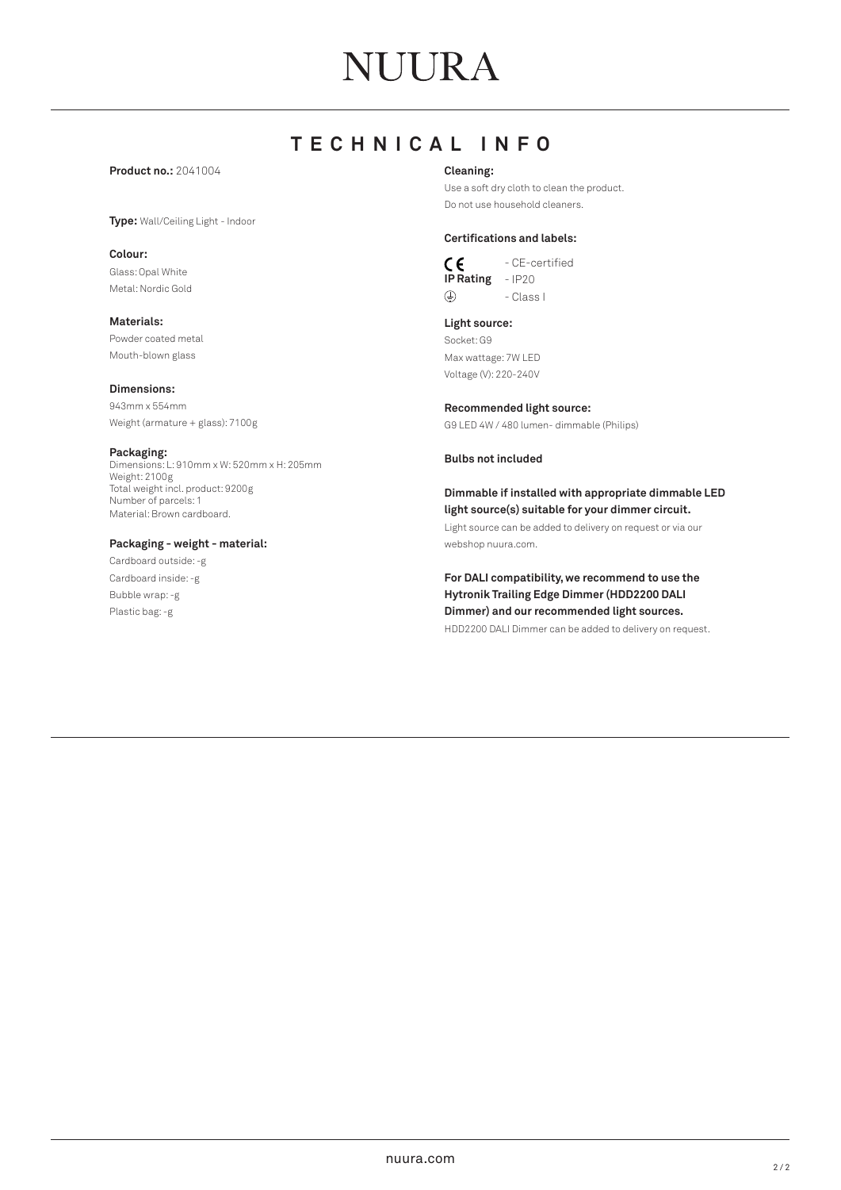# NUURA

## TECHNICAL INFO

**Product no.:** 2041004

**Type:** Wall/Ceiling Light - Indoor

**Colour:**
Glass: Opal White
Metal: Nordic Gold

**Materials:**
Powder coated metal
Mouth-blown glass

**Dimensions:**
943mm x 554mm
Weight (armature + glass): 7100g

**Packaging:**
Dimensions: L: 910mm x W: 520mm x H: 205mm
Weight: 2100g
Total weight incl. product: 9200g
Number of parcels: 1
Material: Brown cardboard.

**Packaging - weight - material:**
Cardboard outside: -g
Cardboard inside: -g
Bubble wrap: -g
Plastic bag: -g

**Cleaning:**
Use a soft dry cloth to clean the product.
Do not use household cleaners.

**Certifications and labels:**

CE - CE-certified
**IP Rating** - IP20
⏚ - Class I

**Light source:**
Socket: G9
Max wattage: 7W LED
Voltage (V): 220-240V

**Recommended light source:**
G9 LED 4W / 480 lumen- dimmable (Philips)

**Bulbs not included**

**Dimmable if installed with appropriate dimmable LED light source(s) suitable for your dimmer circuit.**
Light source can be added to delivery on request or via our webshop nuura.com.

**For DALI compatibility, we recommend to use the Hytronik Trailing Edge Dimmer (HDD2200 DALI Dimmer) and our recommended light sources.**
HDD2200 DALI Dimmer can be added to delivery on request.

nuura.com